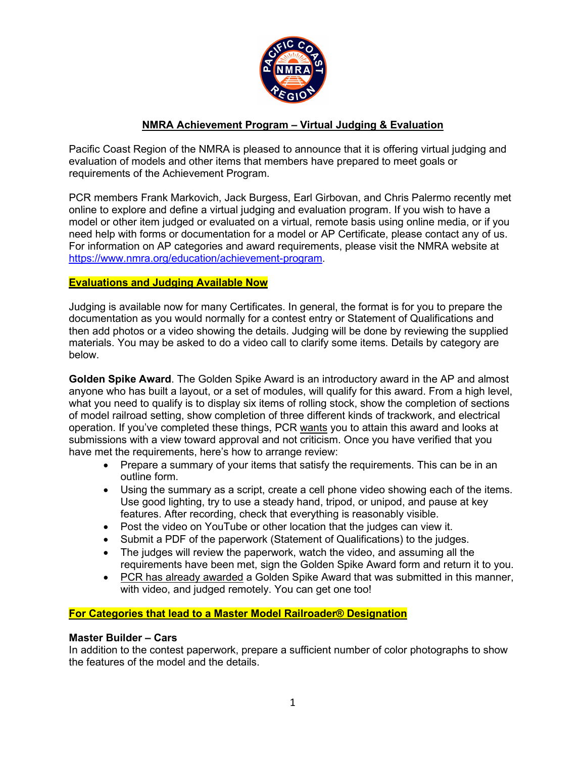# NMRA Achievement Program – Virtual Judging & Evaluation

Pacific Coast Region of the NMRA is pleased to announce that it is offering virtual judging and evaluation of models and other items that members have prepared to meet goals or requirements of the Achievement Program.

PCR members Frank Markovich, Jack Burgess, Earl Girbovan, and Chris Palermo recently met online to explore and define a virtual judging and evaluation program. If you wish to have a model or other item judged or evaluated on a virtual, remote basis using online media, or if you need help with forms or documentation for a model or AP Certificate, please contact any of us. For information on AP categories and award requirements, please visit the NMRA website at https://www.nmra.org/education/achievement-program.

## Evaluations and Judging Available Now

Judging is available now for many Certificates. In general, the format is for you to prepare the documentation as you would normally for a contest entry or Statement of Qualifications and then add photos or a video showing the details. Judging will be done by reviewing the supplied materials. You may be asked to do a video call to clarify some items. Details by category are below.

**Golden Spike Award**. The Golden Spike Award is an introductory award in the AP and almost anyone who has built a layout, or a set of modules, will qualify for this award. From a high level, what you need to qualify is to display six items of rolling stock, show the completion of sections of model railroad setting, show completion of three different kinds of trackwork, and electrical operation. If you've completed these things, PCR wants you to attain this award and looks at submissions with a view toward approval and not criticism. Once you have verified that you have met the requirements, here's how to arrange review:

- Prepare a summary of your items that satisfy the requirements. This can be in an outline form.
- Using the summary as a script, create a cell phone video showing each of the items. Use good lighting, try to use a steady hand, tripod, or unipod, and pause at key features. After recording, check that everything is reasonably visible.
- Post the video on YouTube or other location that the judges can view it.
- Submit a PDF of the paperwork (Statement of Qualifications) to the judges.
- The judges will review the paperwork, watch the video, and assuming all the requirements have been met, sign the Golden Spike Award form and return it to you.
- PCR has already awarded a Golden Spike Award that was submitted in this manner, with video, and judged remotely. You can get one too!

## For Categories that lead to a Master Model Railroader® Designation

### Master Builder – Cars

In addition to the contest paperwork, prepare a sufficient number of color photographs to show the features of the model and the details.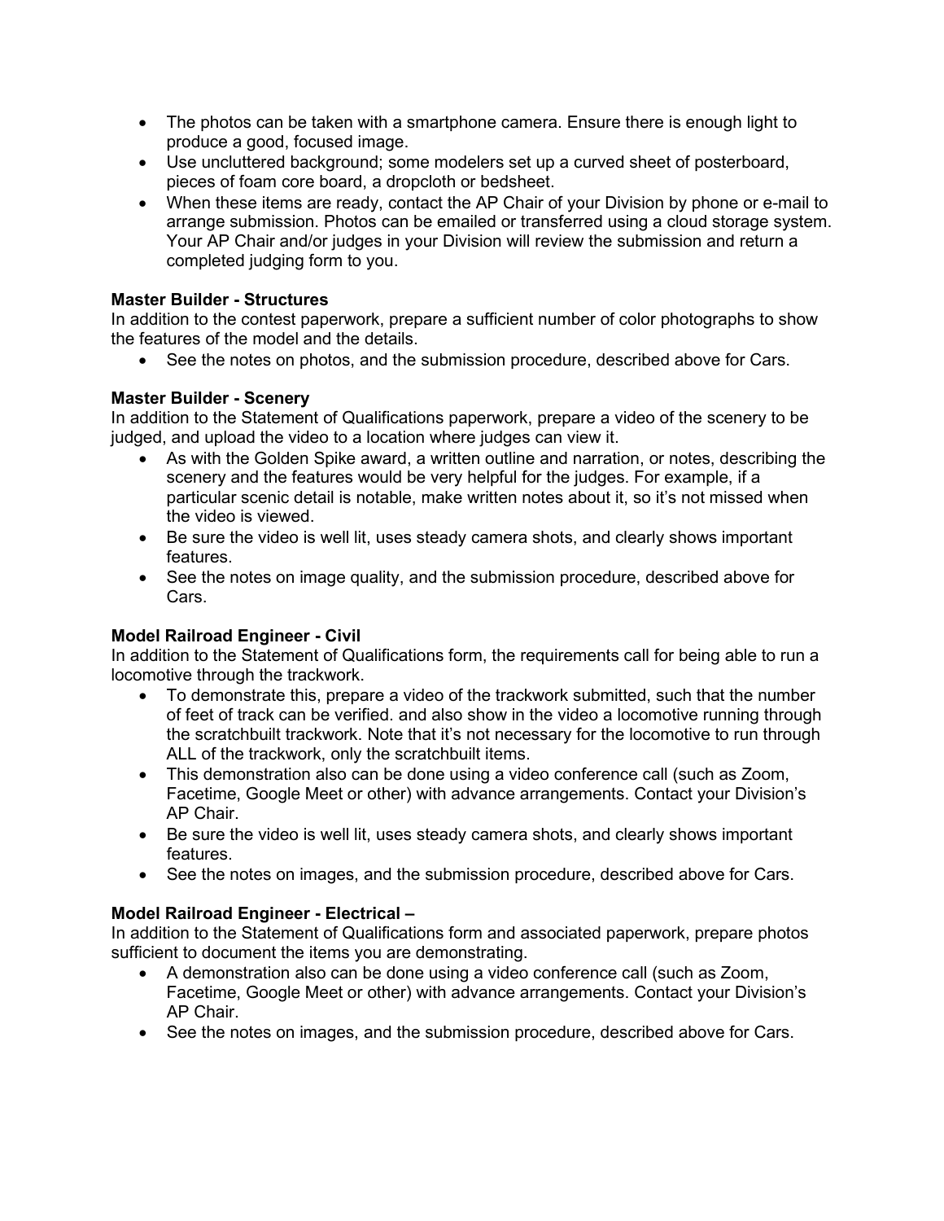- The photos can be taken with a smartphone camera. Ensure there is enough light to produce a good, focused image.
- Use uncluttered background; some modelers set up a curved sheet of posterboard, pieces of foam core board, a dropcloth or bedsheet.
- When these items are ready, contact the AP Chair of your Division by phone or e-mail to arrange submission. Photos can be emailed or transferred using a cloud storage system. Your AP Chair and/or judges in your Division will review the submission and return a completed judging form to you.

**Master Builder - Structures**
In addition to the contest paperwork, prepare a sufficient number of color photographs to show the features of the model and the details.

- See the notes on photos, and the submission procedure, described above for Cars.

**Master Builder - Scenery**
In addition to the Statement of Qualifications paperwork, prepare a video of the scenery to be judged, and upload the video to a location where judges can view it.

- As with the Golden Spike award, a written outline and narration, or notes, describing the scenery and the features would be very helpful for the judges. For example, if a particular scenic detail is notable, make written notes about it, so it's not missed when the video is viewed.
- Be sure the video is well lit, uses steady camera shots, and clearly shows important features.
- See the notes on image quality, and the submission procedure, described above for Cars.

**Model Railroad Engineer - Civil**
In addition to the Statement of Qualifications form, the requirements call for being able to run a locomotive through the trackwork.

- To demonstrate this, prepare a video of the trackwork submitted, such that the number of feet of track can be verified. and also show in the video a locomotive running through the scratchbuilt trackwork. Note that it's not necessary for the locomotive to run through ALL of the trackwork, only the scratchbuilt items.
- This demonstration also can be done using a video conference call (such as Zoom, Facetime, Google Meet or other) with advance arrangements. Contact your Division's AP Chair.
- Be sure the video is well lit, uses steady camera shots, and clearly shows important features.
- See the notes on images, and the submission procedure, described above for Cars.

**Model Railroad Engineer - Electrical –**
In addition to the Statement of Qualifications form and associated paperwork, prepare photos sufficient to document the items you are demonstrating.

- A demonstration also can be done using a video conference call (such as Zoom, Facetime, Google Meet or other) with advance arrangements. Contact your Division's AP Chair.
- See the notes on images, and the submission procedure, described above for Cars.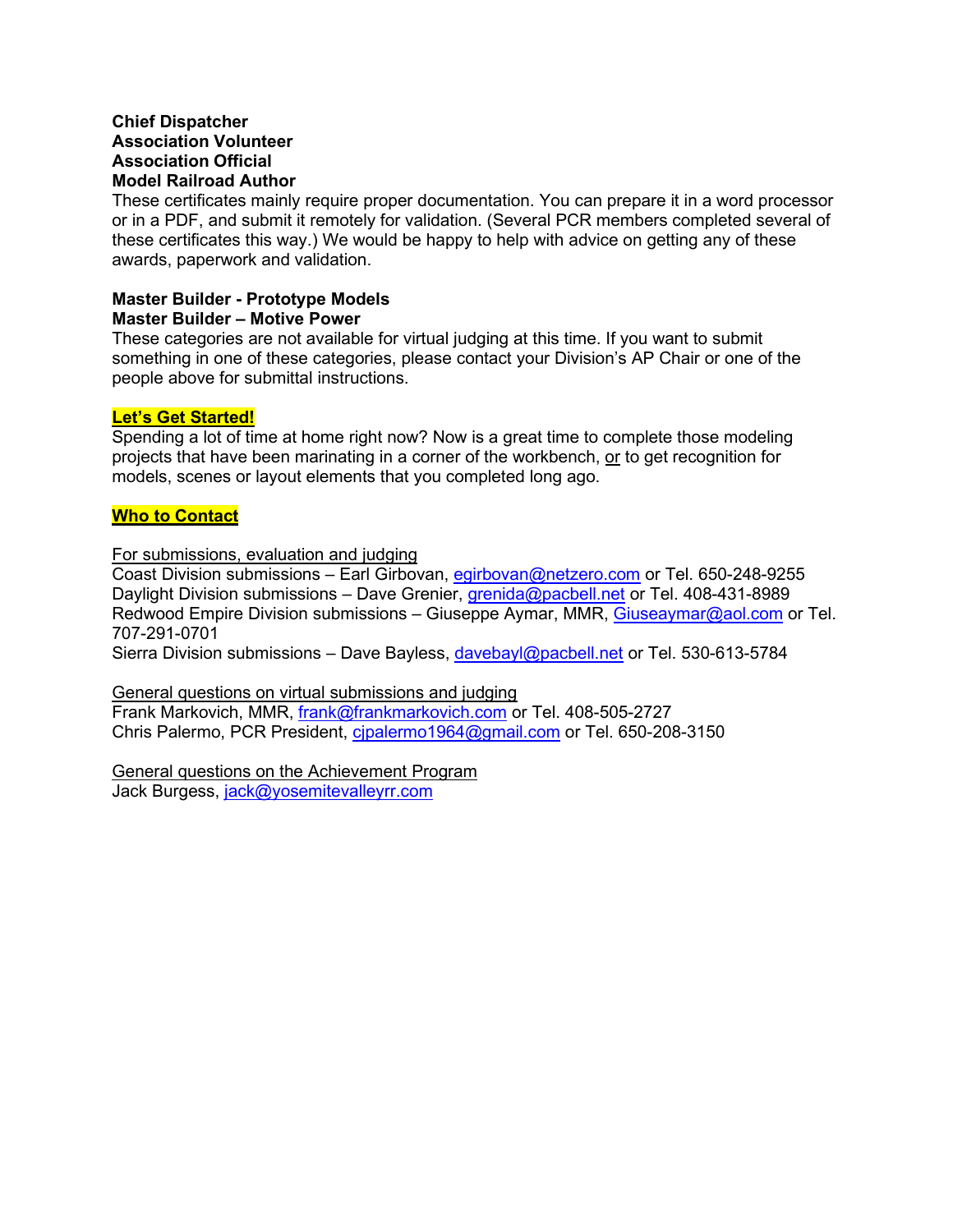**Chief Dispatcher**
**Association Volunteer**
**Association Official**
**Model Railroad Author**

These certificates mainly require proper documentation. You can prepare it in a word processor or in a PDF, and submit it remotely for validation. (Several PCR members completed several of these certificates this way.) We would be happy to help with advice on getting any of these awards, paperwork and validation.

**Master Builder - Prototype Models**
**Master Builder – Motive Power**

These categories are not available for virtual judging at this time. If you want to submit something in one of these categories, please contact your Division's AP Chair or one of the people above for submittal instructions.

## Let's Get Started!

Spending a lot of time at home right now? Now is a great time to complete those modeling projects that have been marinating in a corner of the workbench, or to get recognition for models, scenes or layout elements that you completed long ago.

## Who to Contact

For submissions, evaluation and judging

Coast Division submissions – Earl Girbovan, egirbovan@netzero.com or Tel. 650-248-9255
Daylight Division submissions – Dave Grenier, grenida@pacbell.net or Tel. 408-431-8989
Redwood Empire Division submissions – Giuseppe Aymar, MMR, Giuseaymar@aol.com or Tel. 707-291-0701
Sierra Division submissions – Dave Bayless, davebayl@pacbell.net or Tel. 530-613-5784

General questions on virtual submissions and judging

Frank Markovich, MMR, frank@frankmarkovich.com or Tel. 408-505-2727
Chris Palermo, PCR President, cjpalermo1964@gmail.com or Tel. 650-208-3150

General questions on the Achievement Program

Jack Burgess, jack@yosemitevalleyrr.com